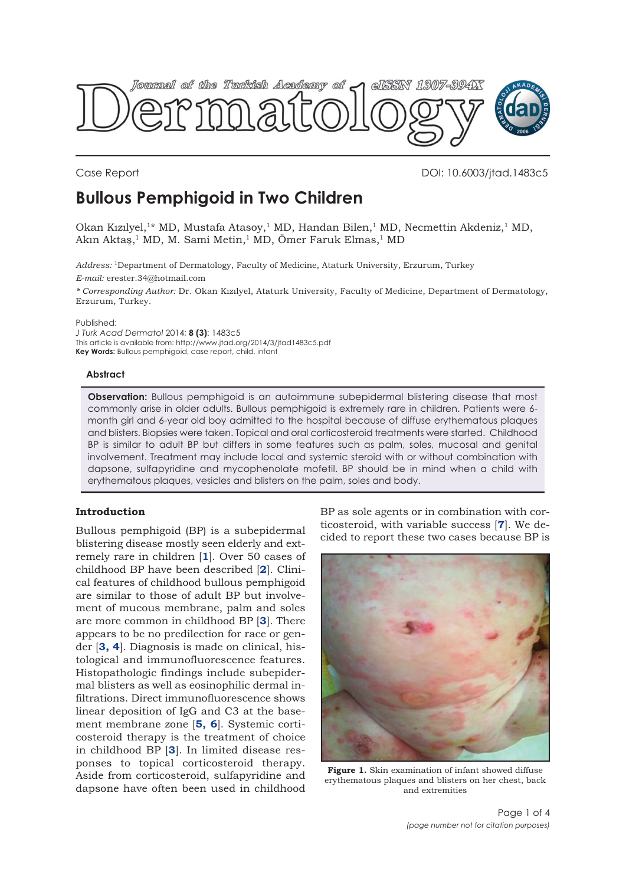Case Report

DOI: 10.6003/jtad.1483c5

# Bullous Pemphigoid in Two Children

Okan Kızılyel,[1]* MD, Mustafa Atasoy,[1] MD, Handan Bilen,[1] MD, Necmettin Akdeniz,[1] MD, Akın Aktaş,[1] MD, M. Sami Metin,[1] MD, Ömer Faruk Elmas,[1] MD

*Address:* [1]Department of Dermatology, Faculty of Medicine, Ataturk University, Erzurum, Turkey

*E-mail:* erester.34@hotmail.com

*\* Corresponding Author:* Dr. Okan Kızılyel, Ataturk University, Faculty of Medicine, Department of Dermatology, Erzurum, Turkey.

Published:
*J Turk Acad Dermatol* 2014; **8 (3)**: 1483c5
This article is available from: http://www.jtad.org/2014/3/jtad1483c5.pdf
**Key Words:** Bullous pemphigoid, case report, child, infant

### Abstract

**Observation:** Bullous pemphigoid is an autoimmune subepidermal blistering disease that most commonly arise in older adults. Bullous pemphigoid is extremely rare in children. Patients were 6-month girl and 6-year old boy admitted to the hospital because of diffuse erythematous plaques and blisters. Biopsies were taken. Topical and oral corticosteroid treatments were started. Childhood BP is similar to adult BP but differs in some features such as palm, soles, mucosal and genital involvement. Treatment may include local and systemic steroid with or without combination with dapsone, sulfapyridine and mycophenolate mofetil. BP should be in mind when a child with erythematous plaques, vesicles and blisters on the palm, soles and body.

## Introduction

Bullous pemphigoid (BP) is a subepidermal blistering disease mostly seen elderly and extremely rare in children [1]. Over 50 cases of childhood BP have been described [2]. Clinical features of childhood bullous pemphigoid are similar to those of adult BP but involvement of mucous membrane, palm and soles are more common in childhood BP [3]. There appears to be no predilection for race or gender [3, 4]. Diagnosis is made on clinical, histological and immunofluorescence features. Histopathologic findings include subepidermal blisters as well as eosinophilic dermal infiltrations. Direct immunofluorescence shows linear deposition of IgG and C3 at the basement membrane zone [5, 6]. Systemic corticosteroid therapy is the treatment of choice in childhood BP [3]. In limited disease responses to topical corticosteroid therapy. Aside from corticosteroid, sulfapyridine and dapsone have often been used in childhood BP as sole agents or in combination with corticosteroid, with variable success [7]. We decided to report these two cases because BP is

**Figure 1.** Skin examination of infant showed diffuse erythematous plaques and blisters on her chest, back and extremities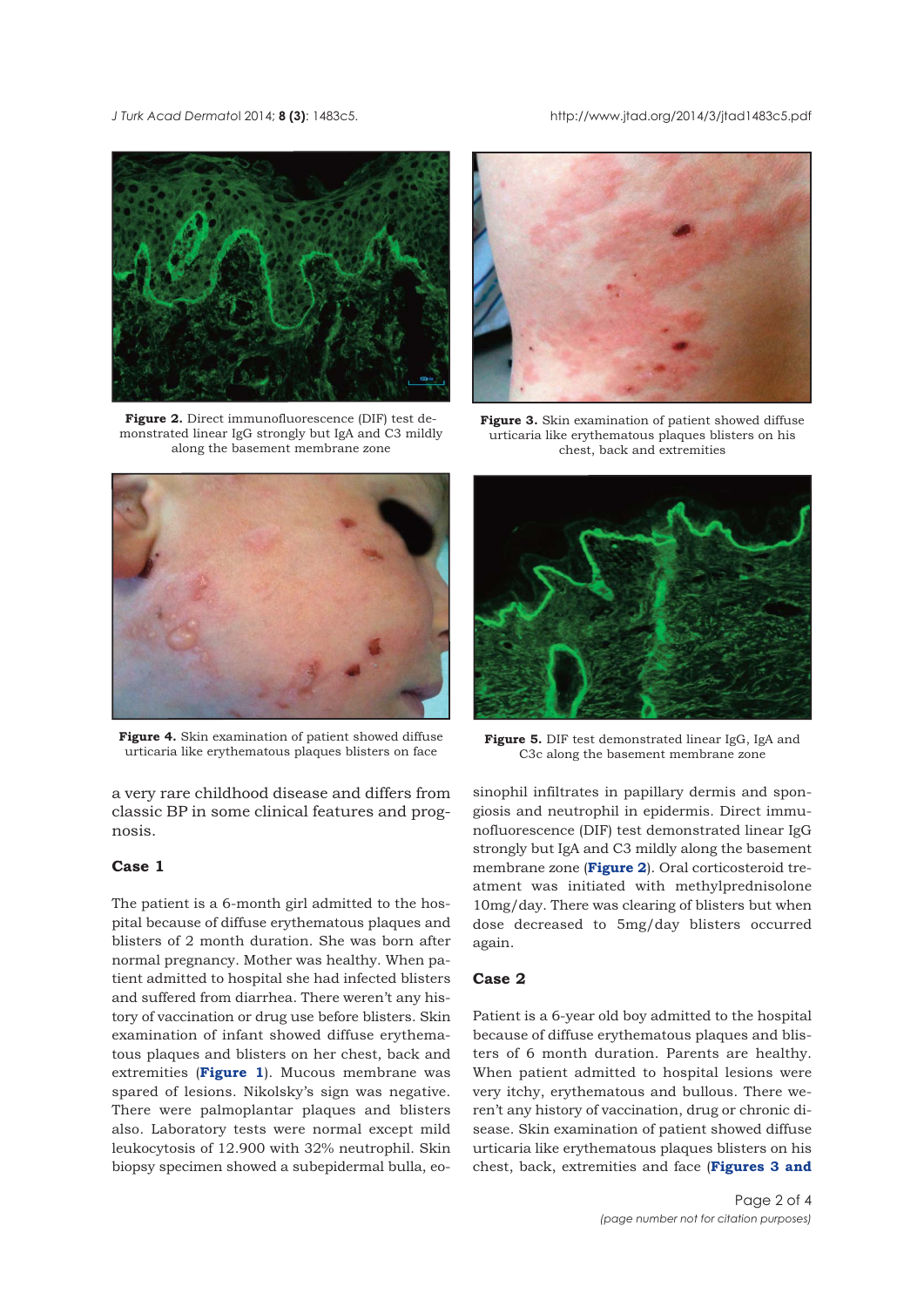Figure 2. Direct immunofluorescence (DIF) test demonstrated linear IgG strongly but IgA and C3 mildly along the basement membrane zone

Figure 3. Skin examination of patient showed diffuse urticaria like erythematous plaques blisters on his chest, back and extremities

Figure 4. Skin examination of patient showed diffuse urticaria like erythematous plaques blisters on face

Figure 5. DIF test demonstrated linear IgG, IgA and C3c along the basement membrane zone

a very rare childhood disease and differs from classic BP in some clinical features and prognosis.

## Case 1

The patient is a 6-month girl admitted to the hospital because of diffuse erythematous plaques and blisters of 2 month duration. She was born after normal pregnancy. Mother was healthy. When patient admitted to hospital she had infected blisters and suffered from diarrhea. There weren't any history of vaccination or drug use before blisters. Skin examination of infant showed diffuse erythematous plaques and blisters on her chest, back and extremities (**Figure 1**). Mucous membrane was spared of lesions. Nikolsky's sign was negative. There were palmoplantar plaques and blisters also. Laboratory tests were normal except mild leukocytosis of 12.900 with 32% neutrophil. Skin biopsy specimen showed a subepidermal bulla, eosinophil infiltrates in papillary dermis and spongiosis and neutrophil in epidermis. Direct immunofluorescence (DIF) test demonstrated linear IgG strongly but IgA and C3 mildly along the basement membrane zone (**Figure 2**). Oral corticosteroid treatment was initiated with methylprednisolone 10mg/day. There was clearing of blisters but when dose decreased to 5mg/day blisters occurred again.

## Case 2

Patient is a 6-year old boy admitted to the hospital because of diffuse erythematous plaques and blisters of 6 month duration. Parents are healthy. When patient admitted to hospital lesions were very itchy, erythematous and bullous. There weren't any history of vaccination, drug or chronic disease. Skin examination of patient showed diffuse urticaria like erythematous plaques blisters on his chest, back, extremities and face (**Figures 3 and**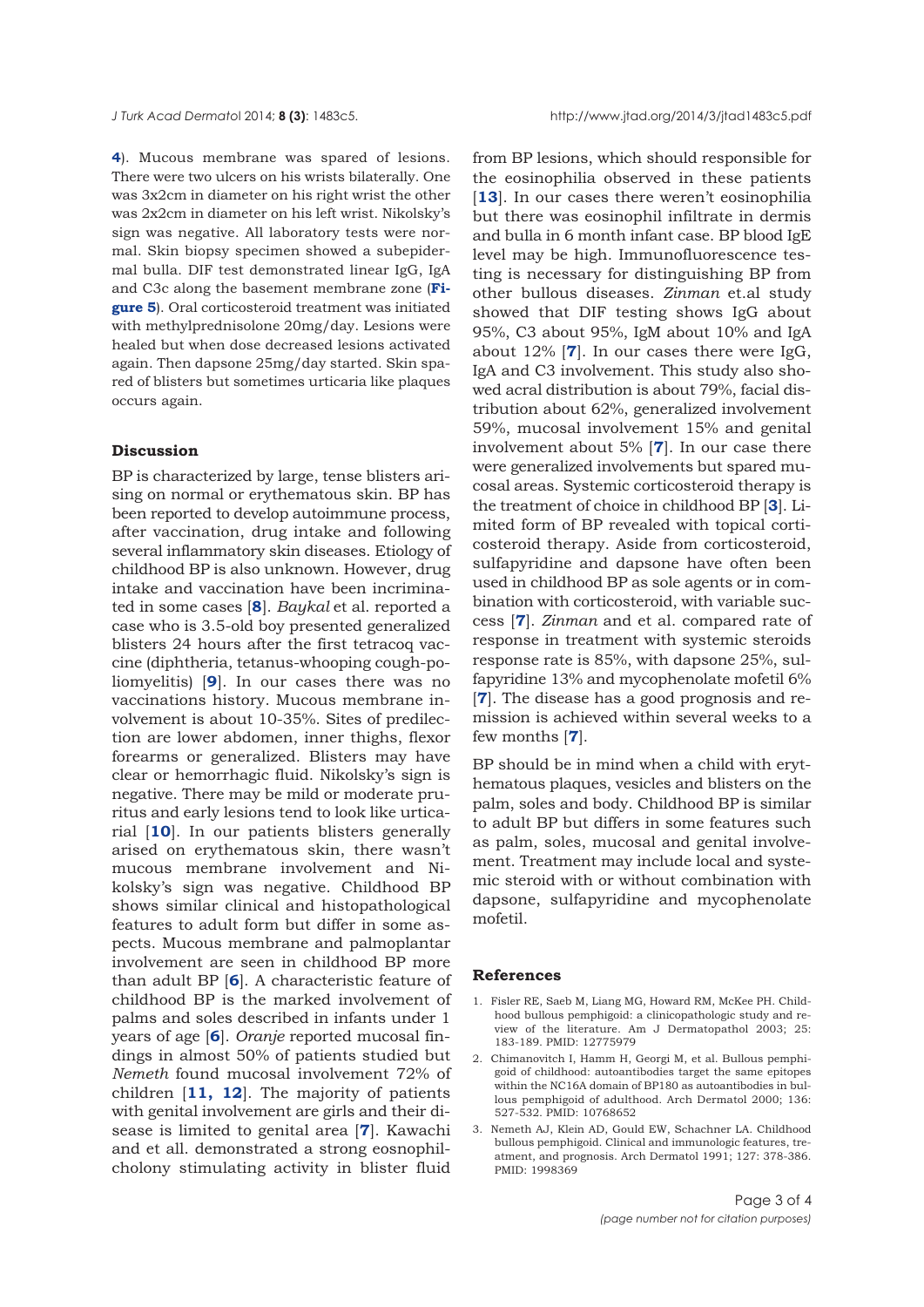4). Mucous membrane was spared of lesions. There were two ulcers on his wrists bilaterally. One was 3x2cm in diameter on his right wrist the other was 2x2cm in diameter on his left wrist. Nikolsky's sign was negative. All laboratory tests were normal. Skin biopsy specimen showed a subepidermal bulla. DIF test demonstrated linear IgG, IgA and C3c along the basement membrane zone (**Figure 5**). Oral corticosteroid treatment was initiated with methylprednisolone 20mg/day. Lesions were healed but when dose decreased lesions activated again. Then dapsone 25mg/day started. Skin spared of blisters but sometimes urticaria like plaques occurs again.

## Discussion

BP is characterized by large, tense blisters arising on normal or erythematous skin. BP has been reported to develop autoimmune process, after vaccination, drug intake and following several inflammatory skin diseases. Etiology of childhood BP is also unknown. However, drug intake and vaccination have been incriminated in some cases [**8**]. *Baykal* et al. reported a case who is 3.5-old boy presented generalized blisters 24 hours after the first tetracoq vaccine (diphtheria, tetanus-whooping cough-poliomyelitis) [**9**]. In our cases there was no vaccinations history. Mucous membrane involvement is about 10-35%. Sites of predilection are lower abdomen, inner thighs, flexor forearms or generalized. Blisters may have clear or hemorrhagic fluid. Nikolsky's sign is negative. There may be mild or moderate pruritus and early lesions tend to look like urticarial [**10**]. In our patients blisters generally arised on erythematous skin, there wasn't mucous membrane involvement and Nikolsky's sign was negative. Childhood BP shows similar clinical and histopathological features to adult form but differ in some aspects. Mucous membrane and palmoplantar involvement are seen in childhood BP more than adult BP [**6**]. A characteristic feature of childhood BP is the marked involvement of palms and soles described in infants under 1 years of age [**6**]. *Oranje* reported mucosal findings in almost 50% of patients studied but *Nemeth* found mucosal involvement 72% of children [**11, 12**]. The majority of patients with genital involvement are girls and their disease is limited to genital area [**7**]. Kawachi and et all. demonstrated a strong eosnophilcholony stimulating activity in blister fluid from BP lesions, which should responsible for the eosinophilia observed in these patients [**13**]. In our cases there weren't eosinophilia but there was eosinophil infiltrate in dermis and bulla in 6 month infant case. BP blood IgE level may be high. Immunofluorescence testing is necessary for distinguishing BP from other bullous diseases. *Zinman* et.al study showed that DIF testing shows IgG about 95%, C3 about 95%, IgM about 10% and IgA about 12% [**7**]. In our cases there were IgG, IgA and C3 involvement. This study also showed acral distribution is about 79%, facial distribution about 62%, generalized involvement 59%, mucosal involvement 15% and genital involvement about 5% [**7**]. In our case there were generalized involvements but spared mucosal areas. Systemic corticosteroid therapy is the treatment of choice in childhood BP [**3**]. Limited form of BP revealed with topical corticosteroid therapy. Aside from corticosteroid, sulfapyridine and dapsone have often been used in childhood BP as sole agents or in combination with corticosteroid, with variable success [**7**]. *Zinman* and et al. compared rate of response in treatment with systemic steroids response rate is 85%, with dapsone 25%, sulfapyridine 13% and mycophenolate mofetil 6% [**7**]. The disease has a good prognosis and remission is achieved within several weeks to a few months [**7**].

BP should be in mind when a child with erythematous plaques, vesicles and blisters on the palm, soles and body. Childhood BP is similar to adult BP but differs in some features such as palm, soles, mucosal and genital involvement. Treatment may include local and systemic steroid with or without combination with dapsone, sulfapyridine and mycophenolate mofetil.

## References

1. Fisler RE, Saeb M, Liang MG, Howard RM, McKee PH. Childhood bullous pemphigoid: a clinicopathologic study and review of the literature. Am J Dermatopathol 2003; 25: 183-189. PMID: 12775979
2. Chimanovitch I, Hamm H, Georgi M, et al. Bullous pemphigoid of childhood: autoantibodies target the same epitopes within the NC16A domain of BP180 as autoantibodies in bullous pemphigoid of adulthood. Arch Dermatol 2000; 136: 527-532. PMID: 10768652
3. Nemeth AJ, Klein AD, Gould EW, Schachner LA. Childhood bullous pemphigoid. Clinical and immunologic features, treatment, and prognosis. Arch Dermatol 1991; 127: 378-386. PMID: 1998369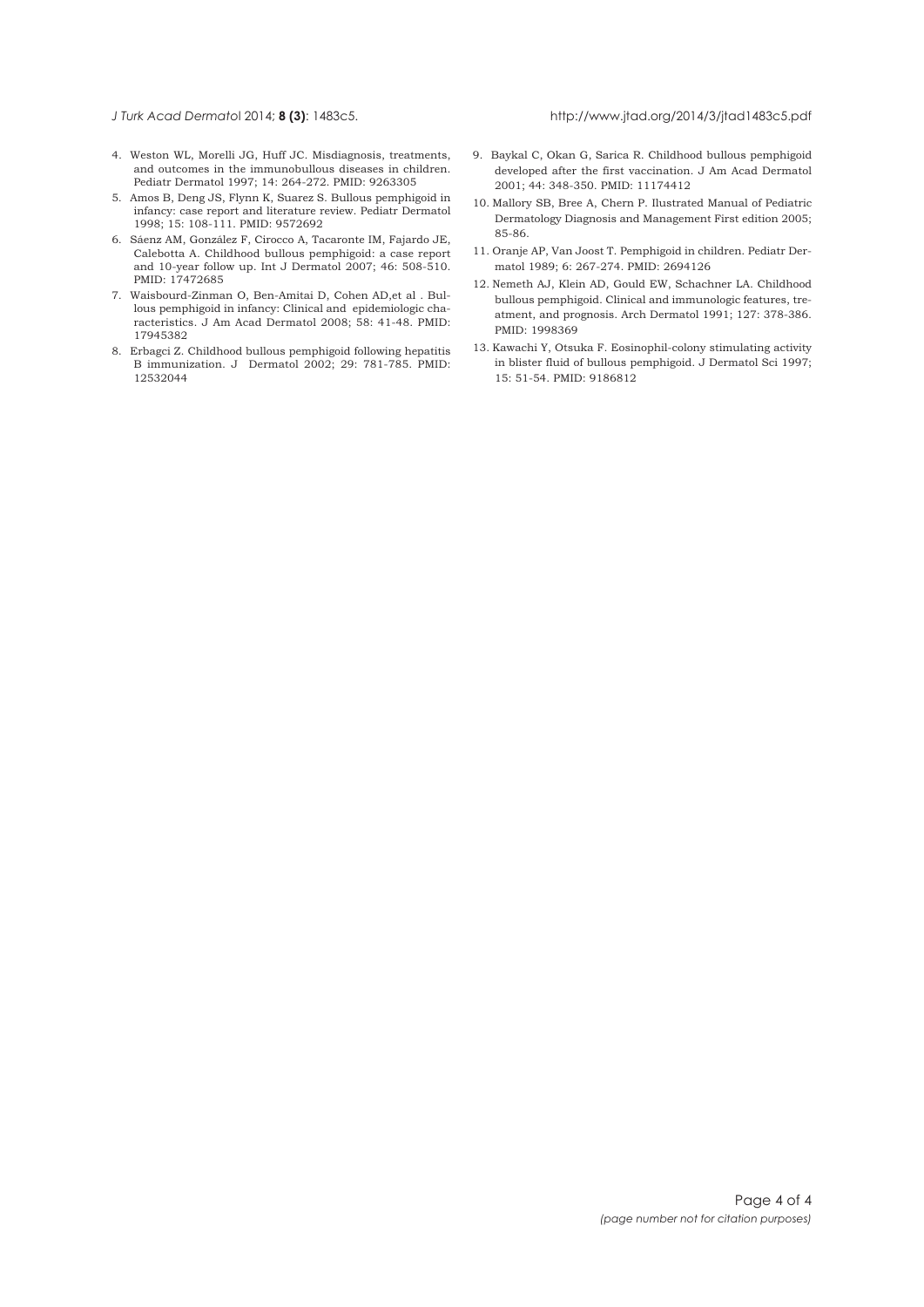4. Weston WL, Morelli JG, Huff JC. Misdiagnosis, treatments, and outcomes in the immunobullous diseases in children. Pediatr Dermatol 1997; 14: 264-272. PMID: 9263305
5. Amos B, Deng JS, Flynn K, Suarez S. Bullous pemphigoid in infancy: case report and literature review. Pediatr Dermatol 1998; 15: 108-111. PMID: 9572692
6. Sáenz AM, González F, Cirocco A, Tacaronte IM, Fajardo JE, Calebotta A. Childhood bullous pemphigoid: a case report and 10-year follow up. Int J Dermatol 2007; 46: 508-510. PMID: 17472685
7. Waisbourd-Zinman O, Ben-Amitai D, Cohen AD,et al . Bullous pemphigoid in infancy: Clinical and epidemiologic characteristics. J Am Acad Dermatol 2008; 58: 41-48. PMID: 17945382
8. Erbagci Z. Childhood bullous pemphigoid following hepatitis B immunization. J Dermatol 2002; 29: 781-785. PMID: 12532044
9. Baykal C, Okan G, Sarica R. Childhood bullous pemphigoid developed after the first vaccination. J Am Acad Dermatol 2001; 44: 348-350. PMID: 11174412
10. Mallory SB, Bree A, Chern P. Ilustrated Manual of Pediatric Dermatology Diagnosis and Management First edition 2005; 85-86.
11. Oranje AP, Van Joost T. Pemphigoid in children. Pediatr Dermatol 1989; 6: 267-274. PMID: 2694126
12. Nemeth AJ, Klein AD, Gould EW, Schachner LA. Childhood bullous pemphigoid. Clinical and immunologic features, treatment, and prognosis. Arch Dermatol 1991; 127: 378-386. PMID: 1998369
13. Kawachi Y, Otsuka F. Eosinophil-colony stimulating activity in blister fluid of bullous pemphigoid. J Dermatol Sci 1997; 15: 51-54. PMID: 9186812